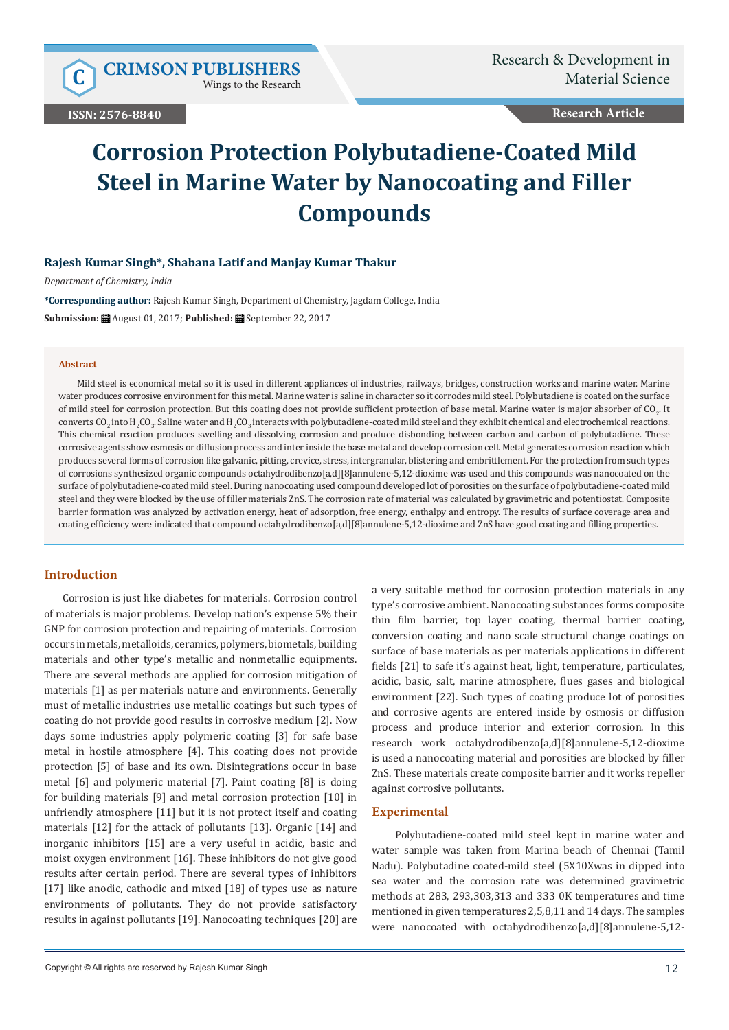# Corrosion Protection Polybutadiene-Coated Mild Steel in Marine Water by Nanocoating and Filler Compounds

**Rajesh Kumar Singh*, Shabana Latif and Manjay Kumar Thakur**

*Department of Chemistry, India*

**\*Corresponding author:** Rajesh Kumar Singh, Department of Chemistry, Jagdam College, India

**Submission:** August 01, 2017; **Published:** September 22, 2017

### Abstract

Mild steel is economical metal so it is used in different appliances of industries, railways, bridges, construction works and marine water. Marine water produces corrosive environment for this metal. Marine water is saline in character so it corrodes mild steel. Polybutadiene is coated on the surface of mild steel for corrosion protection. But this coating does not provide sufficient protection of base metal. Marine water is major absorber of $CO_2$. It converts $CO_2$ into $H_2CO_3$. Saline water and $H_2CO_3$ interacts with polybutadiene-coated mild steel and they exhibit chemical and electrochemical reactions. This chemical reaction produces swelling and dissolving corrosion and produce disbonding between carbon and carbon of polybutadiene. These corrosive agents show osmosis or diffusion process and inter inside the base metal and develop corrosion cell. Metal generates corrosion reaction which produces several forms of corrosion like galvanic, pitting, crevice, stress, intergranular, blistering and embrittlement. For the protection from such types of corrosions synthesized organic compounds octahydrodibenzo[a,d][8]annulene-5,12-dioxime was used and this compounds was nanocoated on the surface of polybutadiene-coated mild steel. During nanocoating used compound developed lot of porosities on the surface of polybutadiene-coated mild steel and they were blocked by the use of filler materials ZnS. The corrosion rate of material was calculated by gravimetric and potentiostat. Composite barrier formation was analyzed by activation energy, heat of adsorption, free energy, enthalpy and entropy. The results of surface coverage area and coating efficiency were indicated that compound octahydrodibenzo[a,d][8]annulene-5,12-dioxime and ZnS have good coating and filling properties.

## Introduction

Corrosion is just like diabetes for materials. Corrosion control of materials is major problems. Develop nation's expense 5% their GNP for corrosion protection and repairing of materials. Corrosion occurs in metals, metalloids, ceramics, polymers, biometals, building materials and other type's metallic and nonmetallic equipments. There are several methods are applied for corrosion mitigation of materials [1] as per materials nature and environments. Generally must of metallic industries use metallic coatings but such types of coating do not provide good results in corrosive medium [2]. Now days some industries apply polymeric coating [3] for safe base metal in hostile atmosphere [4]. This coating does not provide protection [5] of base and its own. Disintegrations occur in base metal [6] and polymeric material [7]. Paint coating [8] is doing for building materials [9] and metal corrosion protection [10] in unfriendly atmosphere [11] but it is not protect itself and coating materials [12] for the attack of pollutants [13]. Organic [14] and inorganic inhibitors [15] are a very useful in acidic, basic and moist oxygen environment [16]. These inhibitors do not give good results after certain period. There are several types of inhibitors [17] like anodic, cathodic and mixed [18] of types use as nature environments of pollutants. They do not provide satisfactory results in against pollutants [19]. Nanocoating techniques [20] are a very suitable method for corrosion protection materials in any type's corrosive ambient. Nanocoating substances forms composite thin film barrier, top layer coating, thermal barrier coating, conversion coating and nano scale structural change coatings on surface of base materials as per materials applications in different fields [21] to safe it's against heat, light, temperature, particulates, acidic, basic, salt, marine atmosphere, flues gases and biological environment [22]. Such types of coating produce lot of porosities and corrosive agents are entered inside by osmosis or diffusion process and produce interior and exterior corrosion. In this research work octahydrodibenzo[a,d][8]annulene-5,12-dioxime is used a nanocoating material and porosities are blocked by filler ZnS. These materials create composite barrier and it works repeller against corrosive pollutants.

## Experimental

Polybutadiene-coated mild steel kept in marine water and water sample was taken from Marina beach of Chennai (Tamil Nadu). Polybutadine coated-mild steel (5X10Xwas in dipped into sea water and the corrosion rate was determined gravimetric methods at 283, 293,303,313 and 333 0K temperatures and time mentioned in given temperatures 2,5,8,11 and 14 days. The samples were nanocoated with octahydrodibenzo[a,d][8]annulene-5,12-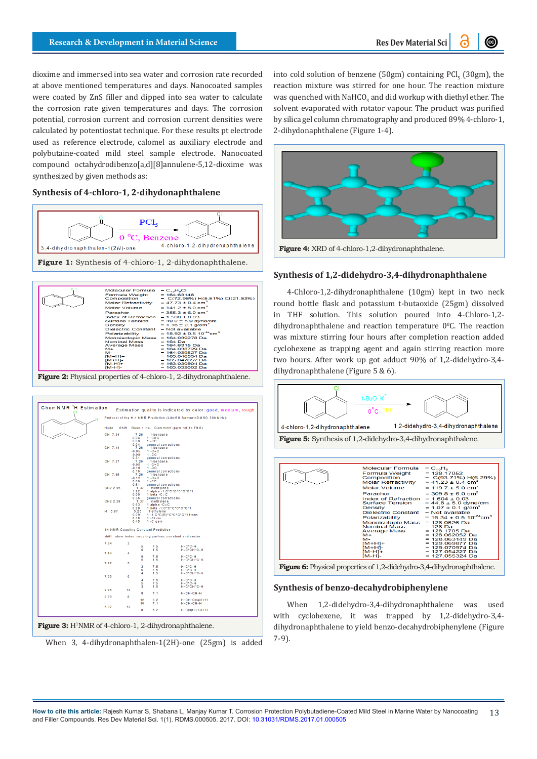dioxime and immersed into sea water and corrosion rate recorded at above mentioned temperatures and days. Nanocoated samples were coated by ZnS filler and dipped into sea water to calculate the corrosion rate given temperatures and days. The corrosion potential, corrosion current and corrosion current densities were calculated by potentiostat technique. For these results pt electrode used as reference electrode, calomel as auxiliary electrode and polybutaine-coated mild steel sample electrode. Nanocoated compound octahydrodibenzo[a,d][8]annulene-5,12-dioxime was synthesized by given methods as:

### Synthesis of 4-chloro-1, 2-dihydonaphthalene

**Figure 1:** Synthesis of 4-chloro-1, 2-dihydonaphthalene.

**Figure 2:** Physical properties of 4-chloro-1, 2-dihydronaphthalene.

**Figure 3:** H[1]NMR of 4-chloro-1, 2-dihydronaphthalene.

When 3, 4-dihydronaphthalen-1(2H)-one (25gm) is added into cold solution of benzene (50gm) containing $PCl_5$ (30gm), the reaction mixture was stirred for one hour. The reaction mixture was quenched with $NaHCO_3$ and did workup with diethyl ether. The solvent evaporated with rotator vapour. The product was purified by silica gel column chromatography and produced 89% 4-chloro-1, 2-dihydonaphthalene (Figure 1-4).

**Figure 4:** XRD of 4-chloro-1,2-dihydronaphthalene.

### Synthesis of 1,2-didehydro-3,4-dihydronaphthalene

4-Chloro-1,2-dihydronaphthalene (10gm) kept in two neck round bottle flask and potassium t-butaoxide (25gm) dissolved in THF solution. This solution poured into 4-Chloro-1,2-dihydronaphthalene and reaction temperature 0°C. The reaction was mixture stirring four hours after completion reaction added cyclohexene as trapping agent and again stirring reaction more two hours. After work up got adduct 90% of 1,2-didehydro-3,4-dihydronaphthalene (Figure 5 & 6).

**Figure 5:** Synthesis of 1,2-didehydro-3,4-dihydronaphthalene.

**Figure 6:** Physical properties of 1,2-didehydro-3,4-dihydronaphthalene.

### Synthesis of benzo-decahydrobiphenylene

When 1,2-didehydro-3,4-dihydronaphthalene was used with cyclohexene, it was trapped by 1,2-didehydro-3,4-dihydronaphthalene to yield benzo-decahydrobiphenylene (Figure 7-9).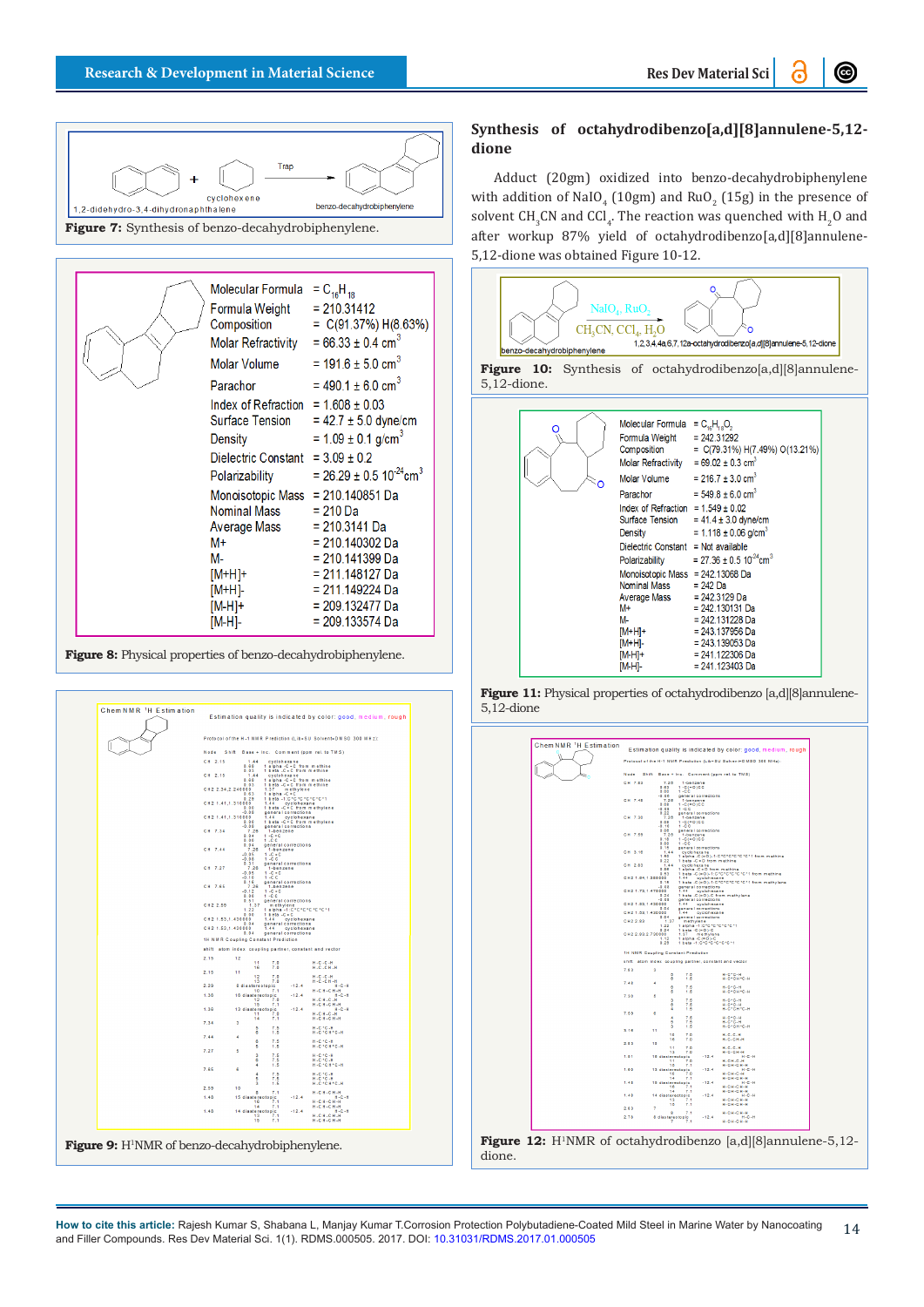Figure 7: Synthesis of benzo-decahydrobiphenylene.

| | |
|---|---|
| Molecular Formula | = $C_{16}H_{18}$ |
| Formula Weight | = 210.31412 |
| Composition | = C(91.37%) H(8.63%) |
| Molar Refractivity | = 66.33 ± 0.4 $cm^3$ |
| Molar Volume | = 191.6 ± 5.0 $cm^3$ |
| Parachor | = 490.1 ± 6.0 $cm^3$ |
| Index of Refraction | = 1.608 ± 0.03 |
| Surface Tension | = 42.7 ± 5.0 dyne/cm |
| Density | = 1.09 ± 0.1 g/$cm^3$ |
| Dielectric Constant | = 3.09 ± 0.2 |
| Polarizability | = 26.29 ± 0.5 $10^{-24}cm^3$ |
| Monoisotopic Mass | = 210.140851 Da |
| Nominal Mass | = 210 Da |
| Average Mass | = 210.3141 Da |
| M+ | = 210.140302 Da |
| M- | = 210.141399 Da |
| [M+H]+ | = 211.148127 Da |
| [M+H]- | = 211.149224 Da |
| [M-H]+ | = 209.132477 Da |
| [M-H]- | = 209.133574 Da |

Figure 8: Physical properties of benzo-decahydrobiphenylene.

Figure 9: $H^1$NMR of benzo-decahydrobiphenylene.

## Synthesis of octahydrodibenzo[a,d][8]annulene-5,12-dione

Adduct (20gm) oxidized into benzo-decahydrobiphenylene with addition of $NaIO_4$ (10gm) and $RuO_2$ (15g) in the presence of solvent $CH_3CN$ and $CCl_4$. The reaction was quenched with $H_2O$ and after workup 87% yield of octahydrodibenzo[a,d][8]annulene-5,12-dione was obtained Figure 10-12.

Figure 10: Synthesis of octahydrodibenzo[a,d][8]annulene-5,12-dione.

| | |
|---|---|
| Molecular Formula | = $C_{16}H_{18}O_2$ |
| Formula Weight | = 242.31292 |
| Composition | = C(79.31%) H(7.49%) O(13.21%) |
| Molar Refractivity | = 69.02 ± 0.3 $cm^3$ |
| Molar Volume | = 216.7 ± 3.0 $cm^3$ |
| Parachor | = 549.8 ± 6.0 $cm^3$ |
| Index of Refraction | = 1.549 ± 0.02 |
| Surface Tension | = 41.4 ± 3.0 dyne/cm |
| Density | = 1.118 ± 0.06 g/$cm^3$ |
| Dielectric Constant | = Not available |
| Polarizability | = 27.36 ± 0.5 $10^{-24}cm^3$ |
| Monoisotopic Mass | = 242.13068 Da |
| Nominal Mass | = 242 Da |
| Average Mass | = 242.3129 Da |
| M+ | = 242.130131 Da |
| M- | = 242.131228 Da |
| [M+H]+ | = 243.137956 Da |
| [M+H]- | = 243.139053 Da |
| [M-H]+ | = 241.122306 Da |
| [M-H]- | = 241.123403 Da |

Figure 11: Physical properties of octahydrodibenzo [a,d][8]annulene-5,12-dione

Figure 12: $H^1$NMR of octahydrodibenzo [a,d][8]annulene-5,12-dione.

**How to cite this article:** Rajesh Kumar S, Shabana L, Manjay Kumar T.Corrosion Protection Polybutadiene-Coated Mild Steel in Marine Water by Nanocoating and Filler Compounds. Res Dev Material Sci. 1(1). RDMS.000505. 2017. DOI: 10.31031/RDMS.2017.01.000505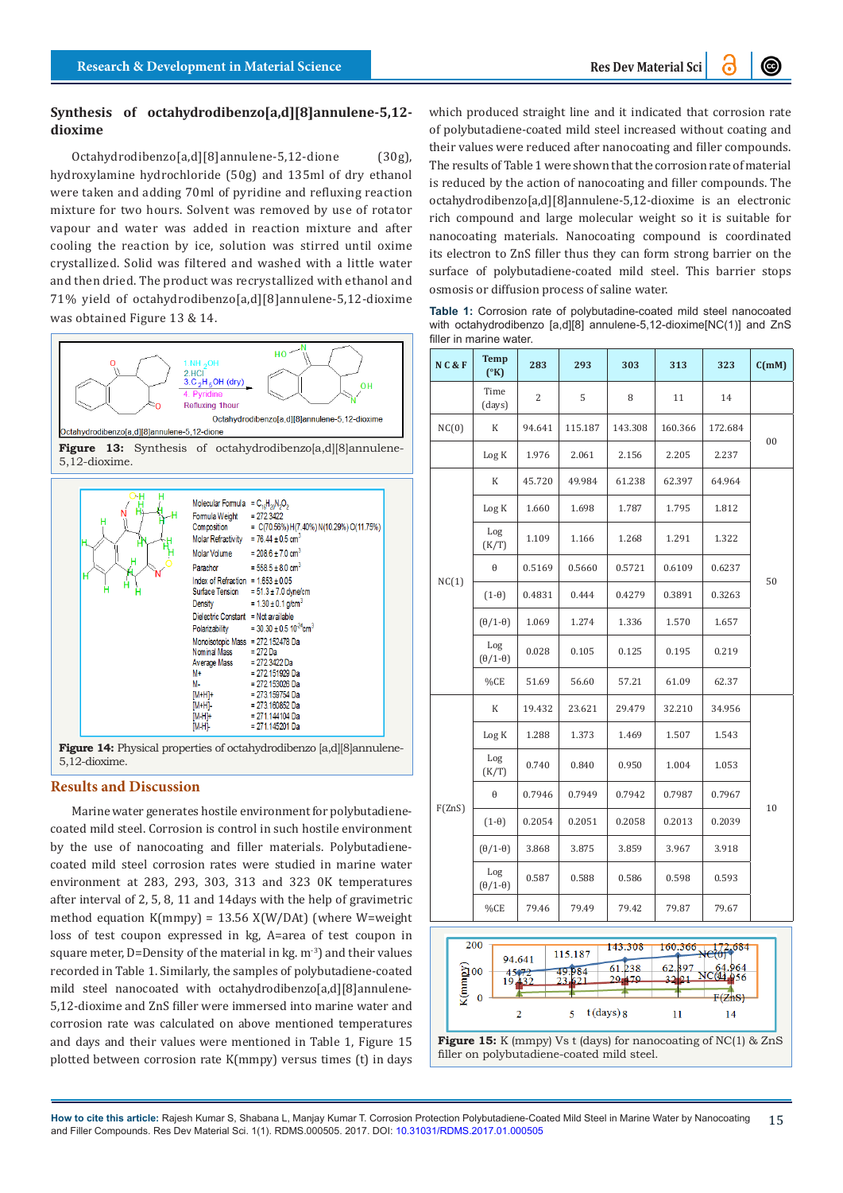### Synthesis of octahydrodibenzo[a,d][8]annulene-5,12-dioxime

Octahydrodibenzo[a,d][8]annulene-5,12-dione (30g), hydroxylamine hydrochloride (50g) and 135ml of dry ethanol were taken and adding 70ml of pyridine and refluxing reaction mixture for two hours. Solvent was removed by use of rotator vapour and water was added in reaction mixture and after cooling the reaction by ice, solution was stirred until oxime crystallized. Solid was filtered and washed with a little water and then dried. The product was recrystallized with ethanol and 71% yield of octahydrodibenzo[a,d][8]annulene-5,12-dioxime was obtained Figure 13 & 14.

**Figure 13:** Synthesis of octahydrodibenzo[a,d][8]annulene-5,12-dioxime.

**Figure 14:** Physical properties of octahydrodibenzo [a,d][8]annulene-5,12-dioxime.

## Results and Discussion

Marine water generates hostile environment for polybutadiene-coated mild steel. Corrosion is control in such hostile environment by the use of nanocoating and filler materials. Polybutadiene-coated mild steel corrosion rates were studied in marine water environment at 283, 293, 303, 313 and 323 0K temperatures after interval of 2, 5, 8, 11 and 14days with the help of gravimetric method equation K(mmpy) = 13.56 X(W/DAt) (where W=weight loss of test coupon expressed in kg, A=area of test coupon in square meter, D=Density of the material in kg. $m^{-3}$) and their values recorded in Table 1. Similarly, the samples of polybutadiene-coated mild steel nanocoated with octahydrodibenzo[a,d][8]annulene-5,12-dioxime and ZnS filler were immersed into marine water and corrosion rate was calculated on above mentioned temperatures and days and their values were mentioned in Table 1, Figure 15 plotted between corrosion rate K(mmpy) versus times (t) in days which produced straight line and it indicated that corrosion rate of polybutadiene-coated mild steel increased without coating and their values were reduced after nanocoating and filler compounds. The results of Table 1 were shown that the corrosion rate of material is reduced by the action of nanocoating and filler compounds. The octahydrodibenzo[a,d][8]annulene-5,12-dioxime is an electronic rich compound and large molecular weight so it is suitable for nanocoating materials. Nanocoating compound is coordinated its electron to ZnS filler thus they can form strong barrier on the surface of polybutadiene-coated mild steel. This barrier stops osmosis or diffusion process of saline water.

**Table 1:** Corrosion rate of polybutadine-coated mild steel nanocoated with octahydrodibenzo [a,d][8] annulene-5,12-dioxime[NC(1)] and ZnS filler in marine water.

| N C & F | Temp (°K) | 283 | 293 | 303 | 313 | 323 | C(mM) |
|---|---|---|---|---|---|---|---|
| | Time (days) | 2 | 5 | 8 | 11 | 14 | |
| NC(0) | K | 94.641 | 115.187 | 143.308 | 160.366 | 172.684 | 00 |
| | Log K | 1.976 | 2.061 | 2.156 | 2.205 | 2.237 | |
| NC(1) | K | 45.720 | 49.984 | 61.238 | 62.397 | 64.964 | 50 |
| | Log K | 1.660 | 1.698 | 1.787 | 1.795 | 1.812 | |
| | Log (K/T) | 1.109 | 1.166 | 1.268 | 1.291 | 1.322 | |
| | θ | 0.5169 | 0.5660 | 0.5721 | 0.6109 | 0.6237 | |
| | (1-θ) | 0.4831 | 0.444 | 0.4279 | 0.3891 | 0.3263 | |
| | (θ/1-θ) | 1.069 | 1.274 | 1.336 | 1.570 | 1.657 | |
| | Log (θ/1-θ) | 0.028 | 0.105 | 0.125 | 0.195 | 0.219 | |
| | %CE | 51.69 | 56.60 | 57.21 | 61.09 | 62.37 | |
| F(ZnS) | K | 19.432 | 23.621 | 29.479 | 32.210 | 34.956 | 10 |
| | Log K | 1.288 | 1.373 | 1.469 | 1.507 | 1.543 | |
| | Log (K/T) | 0.740 | 0.840 | 0.950 | 1.004 | 1.053 | |
| | θ | 0.7946 | 0.7949 | 0.7942 | 0.7987 | 0.7967 | |
| | (1-θ) | 0.2054 | 0.2051 | 0.2058 | 0.2013 | 0.2039 | |
| | (θ/1-θ) | 3.868 | 3.875 | 3.859 | 3.967 | 3.918 | |
| | Log (θ/1-θ) | 0.587 | 0.588 | 0.586 | 0.598 | 0.593 | |
| | %CE | 79.46 | 79.49 | 79.42 | 79.87 | 79.67 | |

**Figure 15:** K (mmpy) Vs t (days) for nanocoating of NC(1) & ZnS filler on polybutadiene-coated mild steel.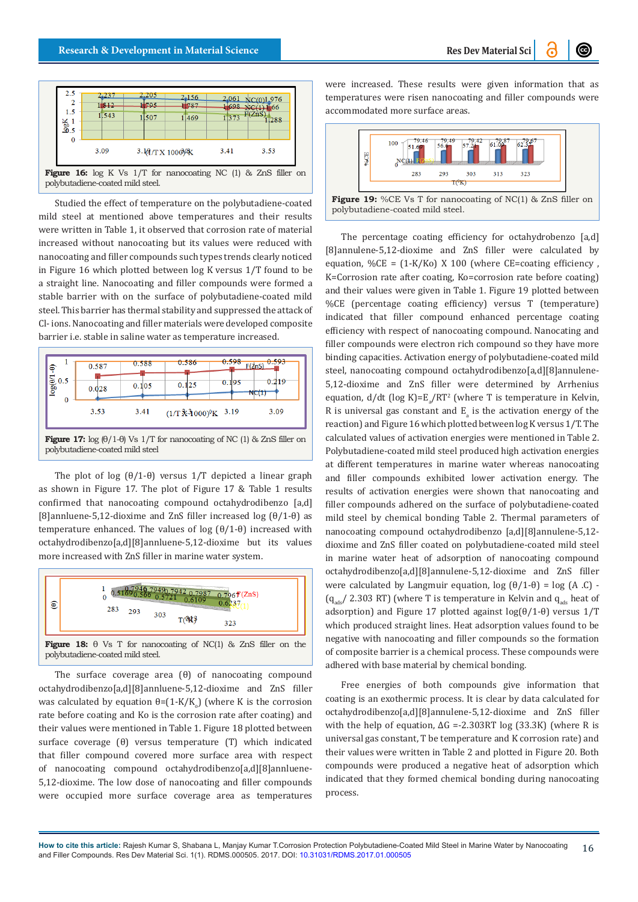Figure 16: log K Vs 1/T for nanocoating NC (1) & ZnS filler on polybutadiene-coated mild steel.

Studied the effect of temperature on the polybutadiene-coated mild steel at mentioned above temperatures and their results were written in Table 1, it observed that corrosion rate of material increased without nanocoating but its values were reduced with nanocoating and filler compounds such types trends clearly noticed in Figure 16 which plotted between log K versus 1/T found to be a straight line. Nanocoating and filler compounds were formed a stable barrier with on the surface of polybutadiene-coated mild steel. This barrier has thermal stability and suppressed the attack of Cl- ions. Nanocoating and filler materials were developed composite barrier i.e. stable in saline water as temperature increased.

Figure 17: log (θ/1-θ) Vs 1/T for nanocoating of NC (1) & ZnS filler on polybutadiene-coated mild steel

The plot of log (θ/1-θ) versus 1/T depicted a linear graph as shown in Figure 17. The plot of Figure 17 & Table 1 results confirmed that nanocoating compound octahydrodibenzo [a,d][8]annluene-5,12-dioxime and ZnS filler increased log (θ/1-θ) as temperature enhanced. The values of log (θ/1-θ) increased with octahydrodibenzo[a,d][8]annluene-5,12-dioxime but its values more increased with ZnS filler in marine water system.

Figure 18: θ Vs T for nanocoating of NC(1) & ZnS filler on the polybutadiene-coated mild steel.

The surface coverage area (θ) of nanocoating compound octahydrodibenzo[a,d][8]annluene-5,12-dioxime and ZnS filler was calculated by equation $\theta=(1-K/K_o)$ (where K is the corrosion rate before coating and Ko is the corrosion rate after coating) and their values were mentioned in Table 1. Figure 18 plotted between surface coverage (θ) versus temperature (T) which indicated that filler compound covered more surface area with respect of nanocoating compound octahydrodibenzo[a,d][8]annluene-5,12-dioxime. The low dose of nanocoating and filler compounds were occupied more surface coverage area as temperatures were increased. These results were given information that as temperatures were risen nanocoating and filler compounds were accommodated more surface areas.

Figure 19: %CE Vs T for nanocoating of NC(1) & ZnS filler on polybutadiene-coated mild steel.

The percentage coating efficiency for octahydrobenzo [a,d][8]annulene-5,12-dioxime and ZnS filler were calculated by equation, %CE = (1-K/Ko) X 100 (where CE=coating efficiency , K=Corrosion rate after coating, Ko=corrosion rate before coating) and their values were given in Table 1. Figure 19 plotted between %CE (percentage coating efficiency) versus T (temperature) indicated that filler compound enhanced percentage coating efficiency with respect of nanocoating compound. Nanocating and filler compounds were electron rich compound so they have more binding capacities. Activation energy of polybutadiene-coated mild steel, nanocoating compound octahydrodibenzo[a,d][8]annulene-5,12-dioxime and ZnS filler were determined by Arrhenius equation, $d/dt \ (\log K)=E_a/RT^2$ (where T is temperature in Kelvin, R is universal gas constant and $E_a$ is the activation energy of the reaction) and Figure 16 which plotted between log K versus 1/T. The calculated values of activation energies were mentioned in Table 2. Polybutadiene-coated mild steel produced high activation energies at different temperatures in marine water whereas nanocoating and filler compounds exhibited lower activation energy. The results of activation energies were shown that nanocoating and filler compounds adhered on the surface of polybutadiene-coated mild steel by chemical bonding Table 2. Thermal parameters of nanocoating compound octahydrodibenzo [a,d][8]annulene-5,12-dioxime and ZnS filler coated on polybutadiene-coated mild steel in marine water heat of adsorption of nanocoating compound octahydrodibenzo[a,d][8]annulene-5,12-dioxime and ZnS filler were calculated by Langmuir equation, $\log (\theta/1-\theta) = \log (A .C) - (q_{ads}/ 2.303 RT)$ (where T is temperature in Kelvin and $q_{ads}$ heat of adsorption) and Figure 17 plotted against log(θ/1-θ) versus 1/T which produced straight lines. Heat adsorption values found to be negative with nanocoating and filler compounds so the formation of composite barrier is a chemical process. These compounds were adhered with base material by chemical bonding.

Free energies of both compounds give information that coating is an exothermic process. It is clear by data calculated for octahydrodibenzo[a,d][8]annulene-5,12-dioxime and ZnS filler with the help of equation, $\Delta G = -2.303RT \log (33.3K)$ (where R is universal gas constant, T be temperature and K corrosion rate) and their values were written in Table 2 and plotted in Figure 20. Both compounds were produced a negative heat of adsorption which indicated that they formed chemical bonding during nanocoating process.

**How to cite this article:** Rajesh Kumar S, Shabana L, Manjay Kumar T.Corrosion Protection Polybutadiene-Coated Mild Steel in Marine Water by Nanocoating and Filler Compounds. Res Dev Material Sci. 1(1). RDMS.000505. 2017. DOI: 10.31031/RDMS.2017.01.000505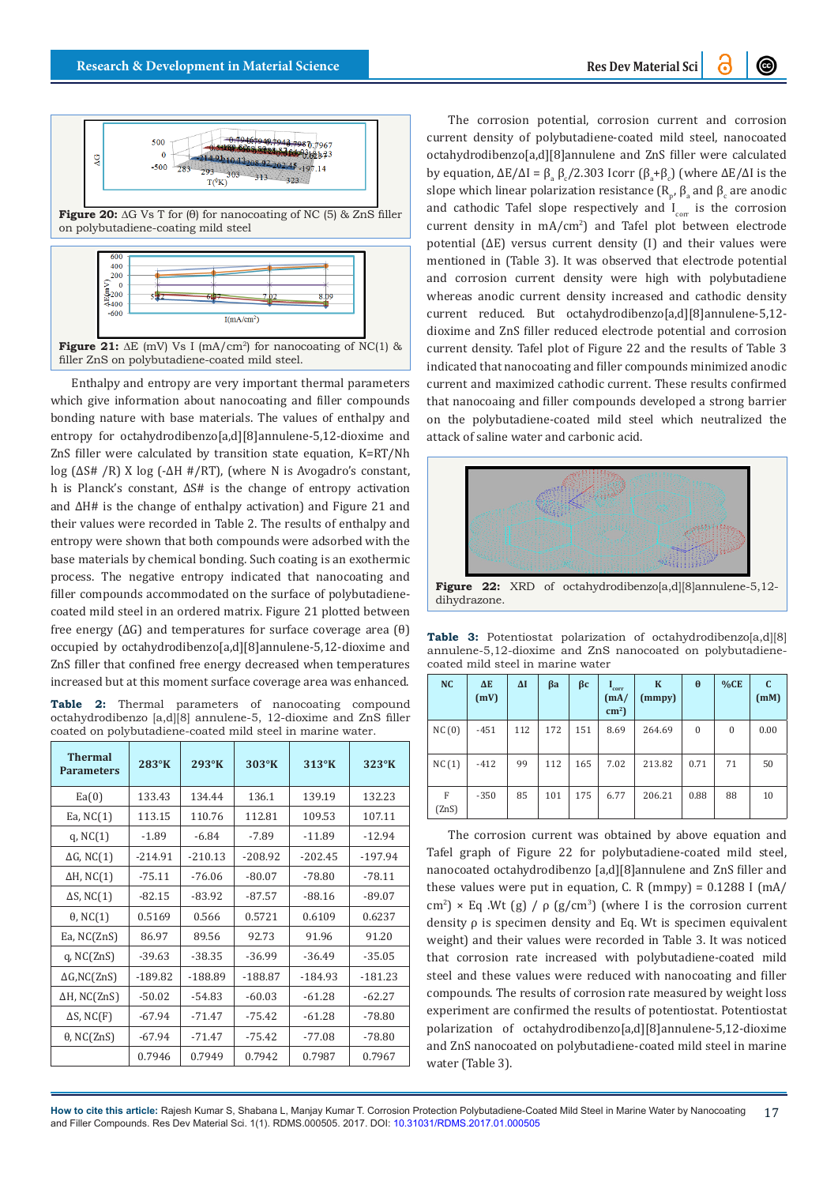**Figure 20:** ΔG Vs T for (θ) for nanocoating of NC (5) & ZnS filler on polybutadiene-coating mild steel

**Figure 21:** ΔE (mV) Vs I (mA/cm$^2$) for nanocoating of NC(1) & filler ZnS on polybutadiene-coated mild steel.

Enthalpy and entropy are very important thermal parameters which give information about nanocoating and filler compounds bonding nature with base materials. The values of enthalpy and entropy for octahydrodibenzo[a,d][8]annulene-5,12-dioxime and ZnS filler were calculated by transition state equation, K=RT/Nh log (ΔS# /R) X log (-ΔH #/RT), (where N is Avogadro's constant, h is Planck's constant, ΔS# is the change of entropy activation and ΔH# is the change of enthalpy activation) and Figure 21 and their values were recorded in Table 2. The results of enthalpy and entropy were shown that both compounds were adsorbed with the base materials by chemical bonding. Such coating is an exothermic process. The negative entropy indicated that nanocoating and filler compounds accommodated on the surface of polybutadiene-coated mild steel in an ordered matrix. Figure 21 plotted between free energy (ΔG) and temperatures for surface coverage area (θ) occupied by octahydrodibenzo[a,d][8]annulene-5,12-dioxime and ZnS filler that confined free energy decreased when temperatures increased but at this moment surface coverage area was enhanced.

**Table 2:** Thermal parameters of nanocoating compound octahydrodibenzo [a,d][8] annulene-5, 12-dioxime and ZnS filler coated on polybutadiene-coated mild steel in marine water.

| Thermal Parameters | 283°K | 293°K | 303°K | 313°K | 323°K |
|---|---|---|---|---|---|
| Ea(0) | 133.43 | 134.44 | 136.1 | 139.19 | 132.23 |
| Ea, NC(1) | 113.15 | 110.76 | 112.81 | 109.53 | 107.11 |
| q, NC(1) | -1.89 | -6.84 | -7.89 | -11.89 | -12.94 |
| ΔG, NC(1) | -214.91 | -210.13 | -208.92 | -202.45 | -197.94 |
| ΔH, NC(1) | -75.11 | -76.06 | -80.07 | -78.80 | -78.11 |
| ΔS, NC(1) | -82.15 | -83.92 | -87.57 | -88.16 | -89.07 |
| θ, NC(1) | 0.5169 | 0.566 | 0.5721 | 0.6109 | 0.6237 |
| Ea, NC(ZnS) | 86.97 | 89.56 | 92.73 | 91.96 | 91.20 |
| q, NC(ZnS) | -39.63 | -38.35 | -36.99 | -36.49 | -35.05 |
| ΔG,NC(ZnS) | -189.82 | -188.89 | -188.87 | -184.93 | -181.23 |
| ΔH, NC(ZnS) | -50.02 | -54.83 | -60.03 | -61.28 | -62.27 |
| ΔS, NC(F) | -67.94 | -71.47 | -75.42 | -61.28 | -78.80 |
| θ, NC(ZnS) | -67.94 | -71.47 | -75.42 | -77.08 | -78.80 |
| | 0.7946 | 0.7949 | 0.7942 | 0.7987 | 0.7967 |

The corrosion potential, corrosion current and corrosion current density of polybutadiene-coated mild steel, nanocoated octahydrodibenzo[a,d][8]annulene and ZnS filler were calculated by equation, $\Delta E/\Delta I = \beta_a \beta_c / 2.303\ Icorr\ (\beta_a+\beta_c)$ (where ΔE/ΔI is the slope which linear polarization resistance ($R_p$, $\beta_a$ and $\beta_c$ are anodic and cathodic Tafel slope respectively and $I_{corr}$ is the corrosion current density in mA/cm$^2$) and Tafel plot between electrode potential (ΔE) versus current density (I) and their values were mentioned in (Table 3). It was observed that electrode potential and corrosion current density were high with polybutadiene whereas anodic current density increased and cathodic density current reduced. But octahydrodibenzo[a,d][8]annulene-5,12-dioxime and ZnS filler reduced electrode potential and corrosion current density. Tafel plot of Figure 22 and the results of Table 3 indicated that nanocoating and filler compounds minimized anodic current and maximized cathodic current. These results confirmed that nanocoaing and filler compounds developed a strong barrier on the polybutadiene-coated mild steel which neutralized the attack of saline water and carbonic acid.

**Figure 22:** XRD of octahydrodibenzo[a,d][8]annulene-5,12-dihydrazone.

**Table 3:** Potentiostat polarization of octahydrodibenzo[a,d][8] annulene-5,12-dioxime and ZnS nanocoated on polybutadiene-coated mild steel in marine water

| NC | ΔE (mV) | ΔI | βa | βc | $I_{corr}$ (mA/cm$^2$) | K (mmpy) | θ | %CE | C (mM) |
|---|---|---|---|---|---|---|---|---|---|
| NC(0) | -451 | 112 | 172 | 151 | 8.69 | 264.69 | 0 | 0 | 0.00 |
| NC(1) | -412 | 99 | 112 | 165 | 7.02 | 213.82 | 0.71 | 71 | 50 |
| F (ZnS) | -350 | 85 | 101 | 175 | 6.77 | 206.21 | 0.88 | 88 | 10 |

The corrosion current was obtained by above equation and Tafel graph of Figure 22 for polybutadiene-coated mild steel, nanocoated octahydrodibenzo [a,d][8]annulene and ZnS filler and these values were put in equation, C. R (mmpy) = 0.1288 I (mA/cm$^2$) × Eq .Wt (g) / ρ (g/cm$^3$) (where I is the corrosion current density ρ is specimen density and Eq. Wt is specimen equivalent weight) and their values were recorded in Table 3. It was noticed that corrosion rate increased with polybutadiene-coated mild steel and these values were reduced with nanocoating and filler compounds. The results of corrosion rate measured by weight loss experiment are confirmed the results of potentiostat. Potentiostat polarization of octahydrodibenzo[a,d][8]annulene-5,12-dioxime and ZnS nanocoated on polybutadiene-coated mild steel in marine water (Table 3).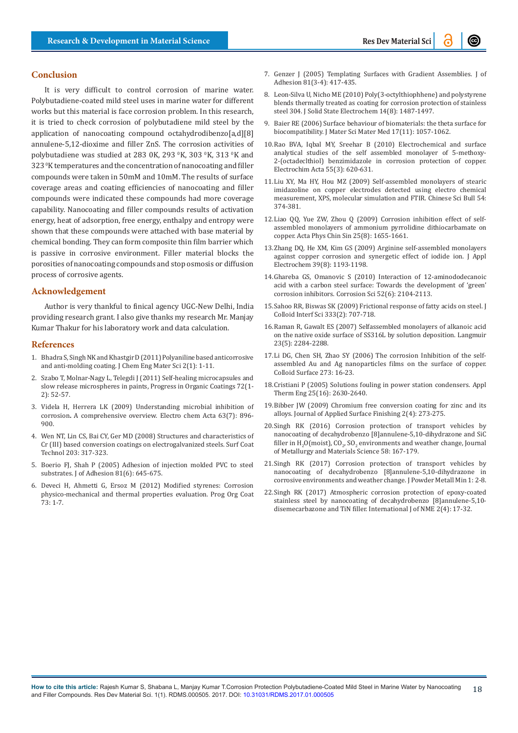## Conclusion

It is very difficult to control corrosion of marine water. Polybutadiene-coated mild steel uses in marine water for different works but this material is face corrosion problem. In this research, it is tried to check corrosion of polybutadiene mild steel by the application of nanocoating compound octahydrodibenzo[a,d][8] annulene-5,12-dioxime and filler ZnS. The corrosion activities of polybutadiene was studied at 283 0K, 293 $^0$K, 303 $^0$K, 313 $^0$K and 323 $^0$K temperatures and the concentration of nanocoating and filler compounds were taken in 50mM and 10mM. The results of surface coverage areas and coating efficiencies of nanocoating and filler compounds were indicated these compounds had more coverage capability. Nanocoating and filler compounds results of activation energy, heat of adsorption, free energy, enthalpy and entropy were shown that these compounds were attached with base material by chemical bonding. They can form composite thin film barrier which is passive in corrosive environment. Filler material blocks the porosities of nanocoating compounds and stop osmosis or diffusion process of corrosive agents.

## Acknowledgement

Author is very thankful to finical agency UGC-New Delhi, India providing research grant. I also give thanks my research Mr. Manjay Kumar Thakur for his laboratory work and data calculation.

## References

1. Bhadra S, Singh NK and Khastgir D (2011) Polyaniline based anticorrosive and anti-molding coating. J Chem Eng Mater Sci 2(1): 1-11.
2. Szabo T, Molnar-Nagy L, Telegdi J (2011) Self-healing microcapsules and slow release microspheres in paints, Progress in Organic Coatings 72(1-2): 52-57.
3. Videla H, Herrera LK (2009) Understanding microbial inhibition of corrosion**.** A comprehensive overview. Electro chem Acta 63(7): 896-900.
4. Wen NT, Lin CS, Bai CY, Ger MD (2008) Structures and characteristics of Cr (III) based conversion coatings on electrogalvanized steels. Surf Coat Technol 203: 317-323.
5. Boerio FJ, Shah P (2005) Adhesion of injection molded PVC to steel substrates. J of Adhesion 81(6): 645-675.
6. Deveci H, Ahmetti G, Ersoz M (2012) Modified styrenes: Corrosion physico-mechanical and thermal properties evaluation. Prog Org Coat 73: 1-7.
7. Genzer J (2005) Templating Surfaces with Gradient Assemblies. J of Adhesion 81(3-4): 417-435.
8. Leon-Silva U, Nicho ME (2010) Poly(3-octylthiophhene) and polystyrene blends thermally treated as coating for corrosion protection of stainless steel 304. J Solid State Electrochem 14(8): 1487-1497.
9. Baier RE (2006) Surface behaviour of biomaterials: the theta surface for biocompatibility. J Mater Sci Mater Med 17(11): 1057-1062.
10. Rao BVA, Iqbal MY, Sreehar B (2010) Electrochemical and surface analytical studies of the self assembled monolayer of 5-methoxy-2-(octadeclthiol) benzimidazole in corrosion protection of copper. Electrochim Acta 55(3): 620-631.
11. Liu XY, Ma HY, Hou MZ (2009) Self-assembled monolayers of stearic imidazoline on copper electrodes detected using electro chemical measurement, XPS, molecular simulation and FTIR. Chinese Sci Bull 54: 374-381.
12. Liao QQ, Yue ZW, Zhou Q (2009) Corrosion inhibition effect of self-assembled monolayers of ammonium pyrrolidine dithiocarbamate on copper. Acta Phys Chin Sin 25(8): 1655-1661.
13. Zhang DQ, He XM, Kim GS (2009) Arginine self-assembled monolayers against copper corrosion and synergetic effect of iodide ion. J Appl Electrochem 39(8): 1193-1198.
14. Ghareba GS, Omanovic S (2010) Interaction of 12-aminododecanoic acid with a carbon steel surface: Towards the development of 'green' corrosion inhibitors. Corrosion Sci 52(6): 2104-2113.
15. Sahoo RR, Biswas SK (2009) Frictional response of fatty acids on steel. J Colloid Interf Sci 333(2): 707-718.
16. Raman R, Gawalt ES (2007) Selfassembled monolayers of alkanoic acid on the native oxide surface of SS316L by solution deposition. Langmuir 23(5): 2284-2288.
17. Li DG, Chen SH, Zhao SY (2006) The corrosion Inhibition of the self-assembled Au and Ag nanoparticles films on the surface of copper. Colloid Surface 273: 16-23.
18. Cristiani P (2005) Solutions fouling in power station condensers. Appl Therm Eng 25(16): 2630-2640.
19. Bibber JW (2009) Chromium free conversion coating for zinc and its alloys. Journal of Applied Surface Finishing 2(4): 273-275.
20. Singh RK (2016) Corrosion protection of transport vehicles by nanocoating of decahydrobenzo [8]annulene-5,10-dihydrazone and SiC filler in $H_2O$(moist), $CO_2$, $SO_2$ environments and weather change, Journal of Metallurgy and Materials Science 58: 167-179.
21. Singh RK (2017) Corrosion protection of transport vehicles by nanocoating of decahydrobenzo [8]annulene-5,10-dihydrazone in corrosive environments and weather change. J Powder Metall Min 1: 2-8.
22. Singh RK (2017) Atmospheric corrosion protection of epoxy-coated stainless steel by nanocoating of decahydrobenzo [8]annulene-5,10-disemecarbazone and TiN filler. International J of NME 2(4): 17-32.